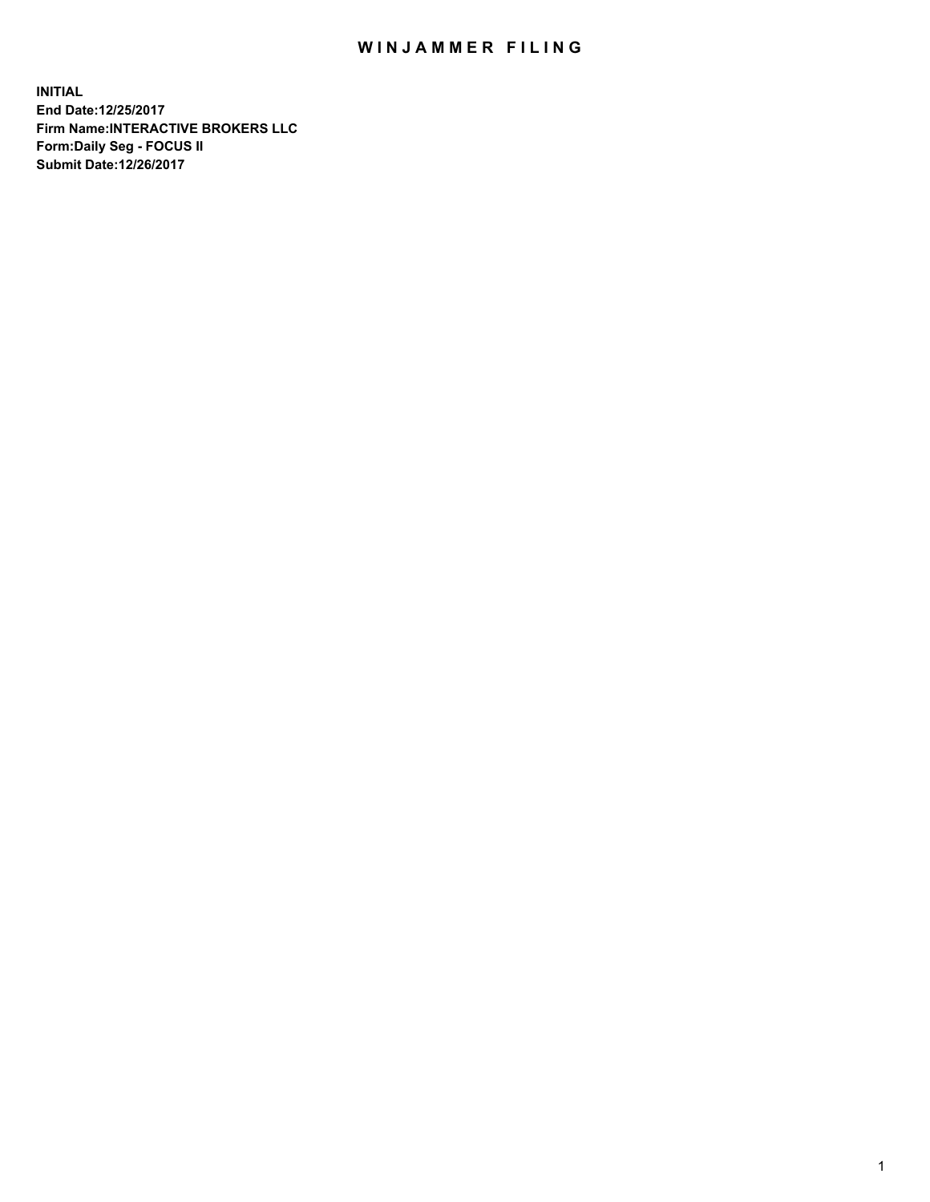# WINJAMMER FILING

**INITIAL**
**End Date:12/25/2017**
**Firm Name:INTERACTIVE BROKERS LLC**
**Form:Daily Seg - FOCUS II**
**Submit Date:12/26/2017**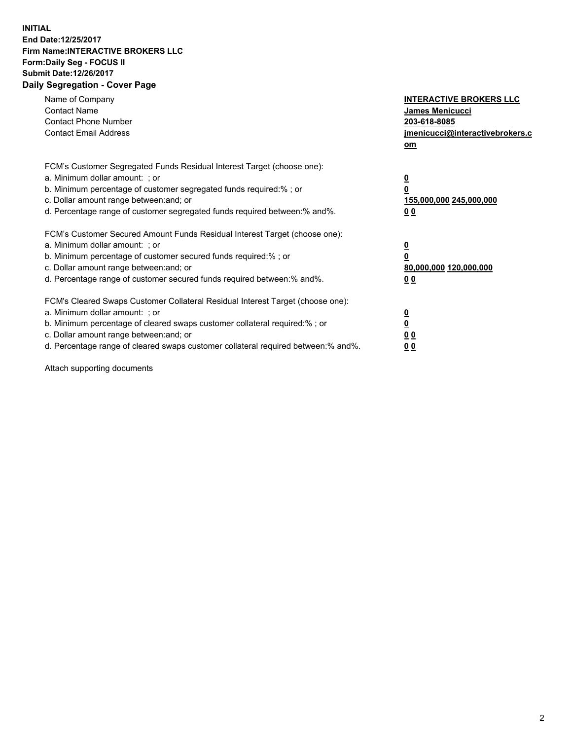**INITIAL**
**End Date:12/25/2017**
**Firm Name:INTERACTIVE BROKERS LLC**
**Form:Daily Seg - FOCUS II**
**Submit Date:12/26/2017**

## Daily Segregation - Cover Page

| | |
|---|---|
| Name of Company | **INTERACTIVE BROKERS LLC** |
| Contact Name | **James Menicucci** |
| Contact Phone Number | **203-618-8085** |
| Contact Email Address | **jmenicucci@interactivebrokers.com** |

| | |
|---|---|
| FCM's Customer Segregated Funds Residual Interest Target (choose one): | |
| a. Minimum dollar amount: ; or | **0** |
| b. Minimum percentage of customer segregated funds required:% ; or | **0** |
| c. Dollar amount range between:and; or | **155,000,000** **245,000,000** |
| d. Percentage range of customer segregated funds required between:% and%. | **0** **0** |

| | |
|---|---|
| FCM's Customer Secured Amount Funds Residual Interest Target (choose one): | |
| a. Minimum dollar amount: ; or | **0** |
| b. Minimum percentage of customer secured funds required:% ; or | **0** |
| c. Dollar amount range between:and; or | **80,000,000** **120,000,000** |
| d. Percentage range of customer secured funds required between:% and%. | **0** **0** |

| | |
|---|---|
| FCM's Cleared Swaps Customer Collateral Residual Interest Target (choose one): | |
| a. Minimum dollar amount: ; or | **0** |
| b. Minimum percentage of cleared swaps customer collateral required:% ; or | **0** |
| c. Dollar amount range between:and; or | **0** **0** |
| d. Percentage range of cleared swaps customer collateral required between:% and%. | **0** **0** |

Attach supporting documents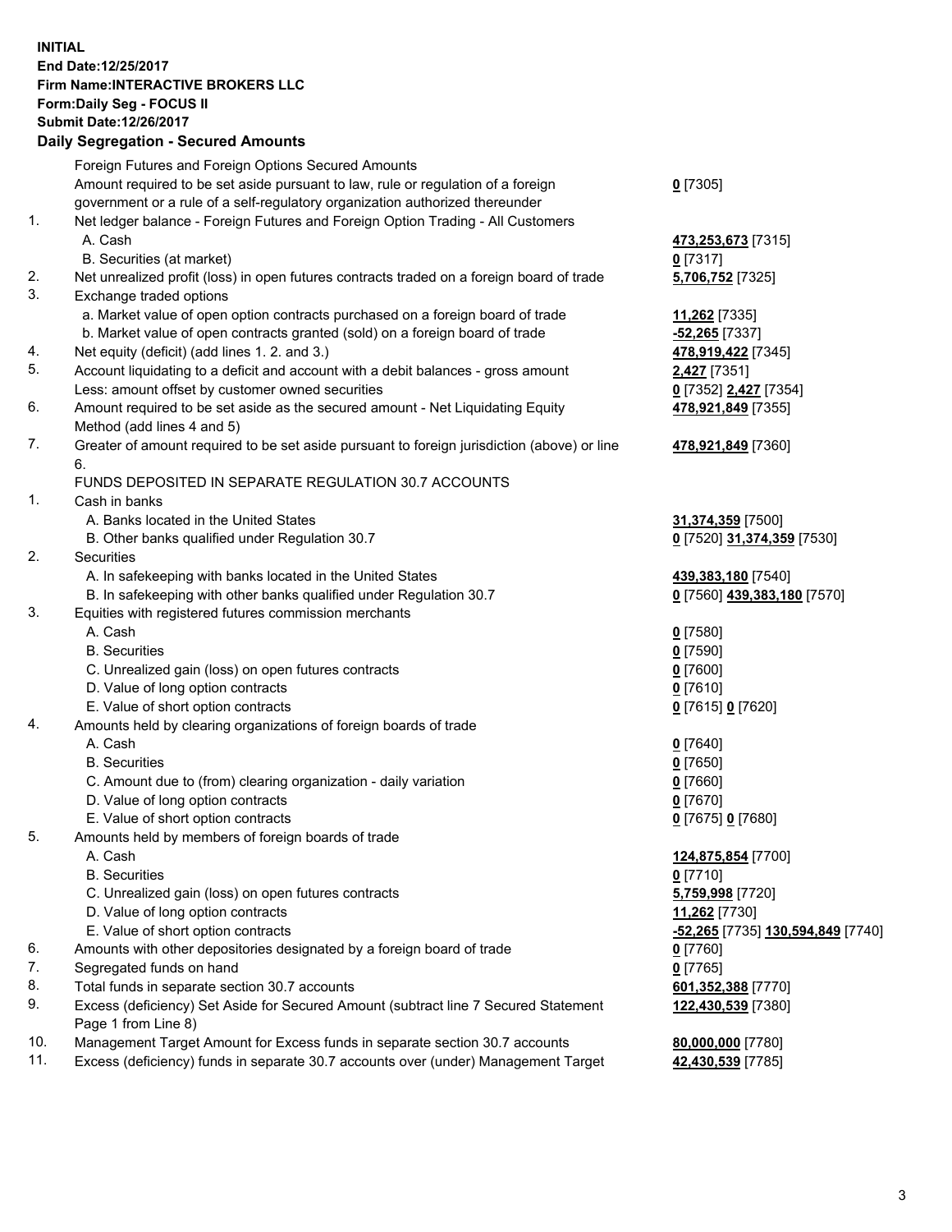**INITIAL**
**End Date:12/25/2017**
**Firm Name:INTERACTIVE BROKERS LLC**
**Form:Daily Seg - FOCUS II**
**Submit Date:12/26/2017**

## Daily Segregation - Secured Amounts

| | | |
|---|---|---|
| | Foreign Futures and Foreign Options Secured Amounts | |
| | Amount required to be set aside pursuant to law, rule or regulation of a foreign government or a rule of a self-regulatory organization authorized thereunder | **0** [7305] |
| 1. | Net ledger balance - Foreign Futures and Foreign Option Trading - All Customers | |
| | A. Cash | **473,253,673** [7315] |
| | B. Securities (at market) | **0** [7317] |
| 2. | Net unrealized profit (loss) in open futures contracts traded on a foreign board of trade | **5,706,752** [7325] |
| 3. | Exchange traded options | |
| | a. Market value of open option contracts purchased on a foreign board of trade | **11,262** [7335] |
| | b. Market value of open contracts granted (sold) on a foreign board of trade | **-52,265** [7337] |
| 4. | Net equity (deficit) (add lines 1. 2. and 3.) | **478,919,422** [7345] |
| 5. | Account liquidating to a deficit and account with a debit balances - gross amount | **2,427** [7351] |
| | Less: amount offset by customer owned securities | **0** [7352] **2,427** [7354] |
| 6. | Amount required to be set aside as the secured amount - Net Liquidating Equity Method (add lines 4 and 5) | **478,921,849** [7355] |
| 7. | Greater of amount required to be set aside pursuant to foreign jurisdiction (above) or line 6. | **478,921,849** [7360] |
| | FUNDS DEPOSITED IN SEPARATE REGULATION 30.7 ACCOUNTS | |
| 1. | Cash in banks | |
| | A. Banks located in the United States | **31,374,359** [7500] |
| | B. Other banks qualified under Regulation 30.7 | **0** [7520] **31,374,359** [7530] |
| 2. | Securities | |
| | A. In safekeeping with banks located in the United States | **439,383,180** [7540] |
| | B. In safekeeping with other banks qualified under Regulation 30.7 | **0** [7560] **439,383,180** [7570] |
| 3. | Equities with registered futures commission merchants | |
| | A. Cash | **0** [7580] |
| | B. Securities | **0** [7590] |
| | C. Unrealized gain (loss) on open futures contracts | **0** [7600] |
| | D. Value of long option contracts | **0** [7610] |
| | E. Value of short option contracts | **0** [7615] **0** [7620] |
| 4. | Amounts held by clearing organizations of foreign boards of trade | |
| | A. Cash | **0** [7640] |
| | B. Securities | **0** [7650] |
| | C. Amount due to (from) clearing organization - daily variation | **0** [7660] |
| | D. Value of long option contracts | **0** [7670] |
| | E. Value of short option contracts | **0** [7675] **0** [7680] |
| 5. | Amounts held by members of foreign boards of trade | |
| | A. Cash | **124,875,854** [7700] |
| | B. Securities | **0** [7710] |
| | C. Unrealized gain (loss) on open futures contracts | **5,759,998** [7720] |
| | D. Value of long option contracts | **11,262** [7730] |
| | E. Value of short option contracts | **-52,265** [7735] **130,594,849** [7740] |
| 6. | Amounts with other depositories designated by a foreign board of trade | **0** [7760] |
| 7. | Segregated funds on hand | **0** [7765] |
| 8. | Total funds in separate section 30.7 accounts | **601,352,388** [7770] |
| 9. | Excess (deficiency) Set Aside for Secured Amount (subtract line 7 Secured Statement Page 1 from Line 8) | **122,430,539** [7380] |
| 10. | Management Target Amount for Excess funds in separate section 30.7 accounts | **80,000,000** [7780] |
| 11. | Excess (deficiency) funds in separate 30.7 accounts over (under) Management Target | **42,430,539** [7785] |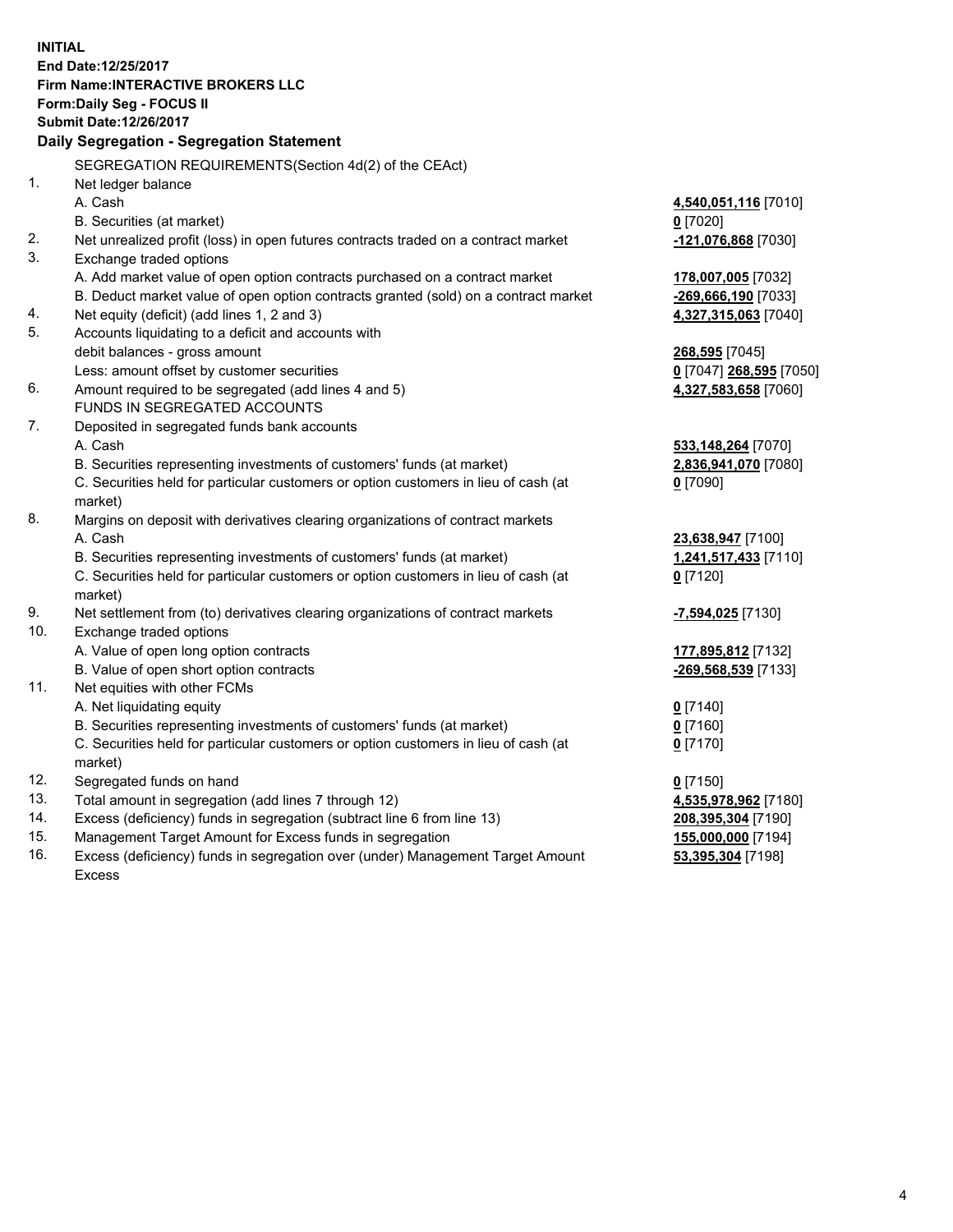**INITIAL**
**End Date:12/25/2017**
**Firm Name:INTERACTIVE BROKERS LLC**
**Form:Daily Seg - FOCUS II**
**Submit Date:12/26/2017**

## Daily Segregation - Segregation Statement

| | | |
|---|---|---|
| | SEGREGATION REQUIREMENTS(Section 4d(2) of the CEAct) | |
| 1. | Net ledger balance | |
| | A. Cash | **4,540,051,116** [7010] |
| | B. Securities (at market) | **0** [7020] |
| 2. | Net unrealized profit (loss) in open futures contracts traded on a contract market | **-121,076,868** [7030] |
| 3. | Exchange traded options | |
| | A. Add market value of open option contracts purchased on a contract market | **178,007,005** [7032] |
| | B. Deduct market value of open option contracts granted (sold) on a contract market | **-269,666,190** [7033] |
| 4. | Net equity (deficit) (add lines 1, 2 and 3) | **4,327,315,063** [7040] |
| 5. | Accounts liquidating to a deficit and accounts with | |
| | debit balances - gross amount | **268,595** [7045] |
| | Less: amount offset by customer securities | **0** [7047] **268,595** [7050] |
| 6. | Amount required to be segregated (add lines 4 and 5) | **4,327,583,658** [7060] |
| | FUNDS IN SEGREGATED ACCOUNTS | |
| 7. | Deposited in segregated funds bank accounts | |
| | A. Cash | **533,148,264** [7070] |
| | B. Securities representing investments of customers' funds (at market) | **2,836,941,070** [7080] |
| | C. Securities held for particular customers or option customers in lieu of cash (at market) | **0** [7090] |
| 8. | Margins on deposit with derivatives clearing organizations of contract markets | |
| | A. Cash | **23,638,947** [7100] |
| | B. Securities representing investments of customers' funds (at market) | **1,241,517,433** [7110] |
| | C. Securities held for particular customers or option customers in lieu of cash (at market) | **0** [7120] |
| 9. | Net settlement from (to) derivatives clearing organizations of contract markets | **-7,594,025** [7130] |
| 10. | Exchange traded options | |
| | A. Value of open long option contracts | **177,895,812** [7132] |
| | B. Value of open short option contracts | **-269,568,539** [7133] |
| 11. | Net equities with other FCMs | |
| | A. Net liquidating equity | **0** [7140] |
| | B. Securities representing investments of customers' funds (at market) | **0** [7160] |
| | C. Securities held for particular customers or option customers in lieu of cash (at market) | **0** [7170] |
| 12. | Segregated funds on hand | **0** [7150] |
| 13. | Total amount in segregation (add lines 7 through 12) | **4,535,978,962** [7180] |
| 14. | Excess (deficiency) funds in segregation (subtract line 6 from line 13) | **208,395,304** [7190] |
| 15. | Management Target Amount for Excess funds in segregation | **155,000,000** [7194] |
| 16. | Excess (deficiency) funds in segregation over (under) Management Target Amount Excess | **53,395,304** [7198] |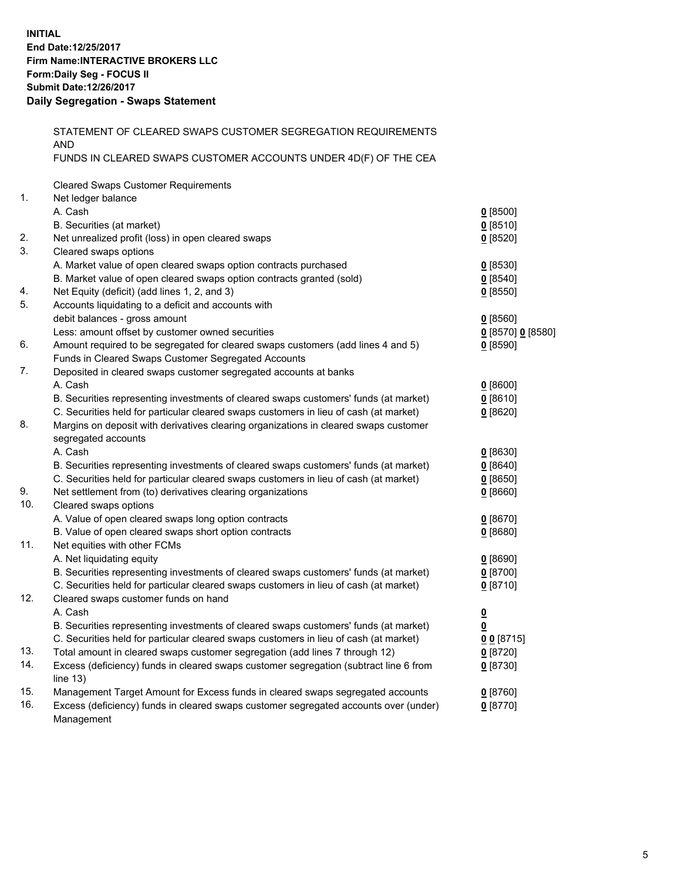**INITIAL**
**End Date:12/25/2017**
**Firm Name:INTERACTIVE BROKERS LLC**
**Form:Daily Seg - FOCUS II**
**Submit Date:12/26/2017**
**Daily Segregation - Swaps Statement**

STATEMENT OF CLEARED SWAPS CUSTOMER SEGREGATION REQUIREMENTS AND FUNDS IN CLEARED SWAPS CUSTOMER ACCOUNTS UNDER 4D(F) OF THE CEA

| | | |
|---|---|---|
| | Cleared Swaps Customer Requirements | |
| 1. | Net ledger balance | |
| | A. Cash | 0 [8500] |
| | B. Securities (at market) | 0 [8510] |
| 2. | Net unrealized profit (loss) in open cleared swaps | 0 [8520] |
| 3. | Cleared swaps options | |
| | A. Market value of open cleared swaps option contracts purchased | 0 [8530] |
| | B. Market value of open cleared swaps option contracts granted (sold) | 0 [8540] |
| 4. | Net Equity (deficit) (add lines 1, 2, and 3) | 0 [8550] |
| 5. | Accounts liquidating to a deficit and accounts with debit balances - gross amount | 0 [8560] |
| | Less: amount offset by customer owned securities | 0 [8570] 0 [8580] |
| 6. | Amount required to be segregated for cleared swaps customers (add lines 4 and 5) | 0 [8590] |
| | Funds in Cleared Swaps Customer Segregated Accounts | |
| 7. | Deposited in cleared swaps customer segregated accounts at banks | |
| | A. Cash | 0 [8600] |
| | B. Securities representing investments of cleared swaps customers' funds (at market) | 0 [8610] |
| | C. Securities held for particular cleared swaps customers in lieu of cash (at market) | 0 [8620] |
| 8. | Margins on deposit with derivatives clearing organizations in cleared swaps customer segregated accounts | |
| | A. Cash | 0 [8630] |
| | B. Securities representing investments of cleared swaps customers' funds (at market) | 0 [8640] |
| | C. Securities held for particular cleared swaps customers in lieu of cash (at market) | 0 [8650] |
| 9. | Net settlement from (to) derivatives clearing organizations | 0 [8660] |
| 10. | Cleared swaps options | |
| | A. Value of open cleared swaps long option contracts | 0 [8670] |
| | B. Value of open cleared swaps short option contracts | 0 [8680] |
| 11. | Net equities with other FCMs | |
| | A. Net liquidating equity | 0 [8690] |
| | B. Securities representing investments of cleared swaps customers' funds (at market) | 0 [8700] |
| | C. Securities held for particular cleared swaps customers in lieu of cash (at market) | 0 [8710] |
| 12. | Cleared swaps customer funds on hand | |
| | A. Cash | 0 |
| | B. Securities representing investments of cleared swaps customers' funds (at market) | 0 |
| | C. Securities held for particular cleared swaps customers in lieu of cash (at market) | 0 0 [8715] |
| 13. | Total amount in cleared swaps customer segregation (add lines 7 through 12) | 0 [8720] |
| 14. | Excess (deficiency) funds in cleared swaps customer segregation (subtract line 6 from line 13) | 0 [8730] |
| 15. | Management Target Amount for Excess funds in cleared swaps segregated accounts | 0 [8760] |
| 16. | Excess (deficiency) funds in cleared swaps customer segregated accounts over (under) Management | 0 [8770] |